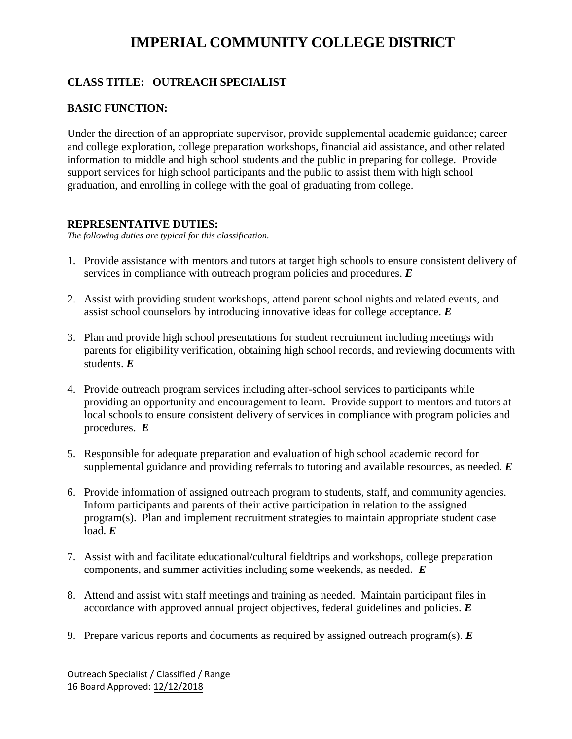# IMPERIAL COMMUNITY COLLEGE DISTRICT

**CLASS TITLE: OUTREACH SPECIALIST**

**BASIC FUNCTION:**

Under the direction of an appropriate supervisor, provide supplemental academic guidance; career and college exploration, college preparation workshops, financial aid assistance, and other related information to middle and high school students and the public in preparing for college. Provide support services for high school participants and the public to assist them with high school graduation, and enrolling in college with the goal of graduating from college.

**REPRESENTATIVE DUTIES:**

*The following duties are typical for this classification.*

1. Provide assistance with mentors and tutors at target high schools to ensure consistent delivery of services in compliance with outreach program policies and procedures. ***E***
2. Assist with providing student workshops, attend parent school nights and related events, and assist school counselors by introducing innovative ideas for college acceptance. ***E***
3. Plan and provide high school presentations for student recruitment including meetings with parents for eligibility verification, obtaining high school records, and reviewing documents with students. ***E***
4. Provide outreach program services including after-school services to participants while providing an opportunity and encouragement to learn. Provide support to mentors and tutors at local schools to ensure consistent delivery of services in compliance with program policies and procedures. ***E***
5. Responsible for adequate preparation and evaluation of high school academic record for supplemental guidance and providing referrals to tutoring and available resources, as needed. ***E***
6. Provide information of assigned outreach program to students, staff, and community agencies. Inform participants and parents of their active participation in relation to the assigned program(s). Plan and implement recruitment strategies to maintain appropriate student case load. ***E***
7. Assist with and facilitate educational/cultural fieldtrips and workshops, college preparation components, and summer activities including some weekends, as needed. ***E***
8. Attend and assist with staff meetings and training as needed. Maintain participant files in accordance with approved annual project objectives, federal guidelines and policies. ***E***
9. Prepare various reports and documents as required by assigned outreach program(s). ***E***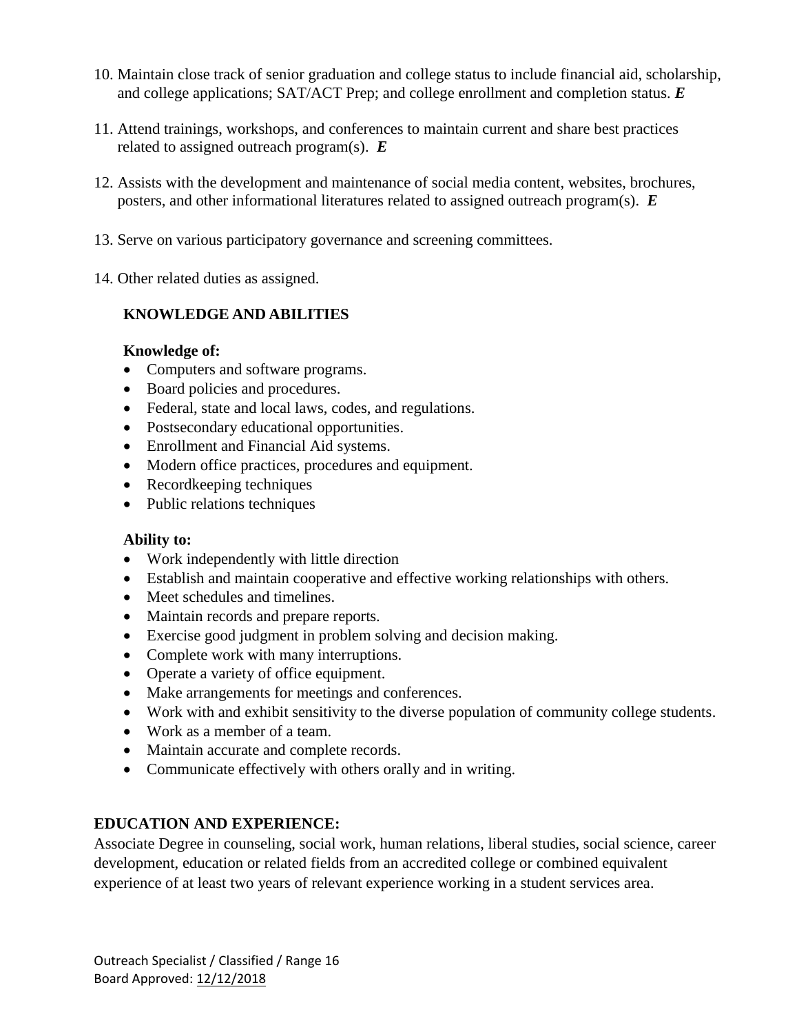10. Maintain close track of senior graduation and college status to include financial aid, scholarship, and college applications; SAT/ACT Prep; and college enrollment and completion status. ***E***

11. Attend trainings, workshops, and conferences to maintain current and share best practices related to assigned outreach program(s). ***E***

12. Assists with the development and maintenance of social media content, websites, brochures, posters, and other informational literatures related to assigned outreach program(s). ***E***

13. Serve on various participatory governance and screening committees.

14. Other related duties as assigned.

## KNOWLEDGE AND ABILITIES

**Knowledge of:**

- Computers and software programs.
- Board policies and procedures.
- Federal, state and local laws, codes, and regulations.
- Postsecondary educational opportunities.
- Enrollment and Financial Aid systems.
- Modern office practices, procedures and equipment.
- Recordkeeping techniques
- Public relations techniques

**Ability to:**

- Work independently with little direction
- Establish and maintain cooperative and effective working relationships with others.
- Meet schedules and timelines.
- Maintain records and prepare reports.
- Exercise good judgment in problem solving and decision making.
- Complete work with many interruptions.
- Operate a variety of office equipment.
- Make arrangements for meetings and conferences.
- Work with and exhibit sensitivity to the diverse population of community college students.
- Work as a member of a team.
- Maintain accurate and complete records.
- Communicate effectively with others orally and in writing.

## EDUCATION AND EXPERIENCE:

Associate Degree in counseling, social work, human relations, liberal studies, social science, career development, education or related fields from an accredited college or combined equivalent experience of at least two years of relevant experience working in a student services area.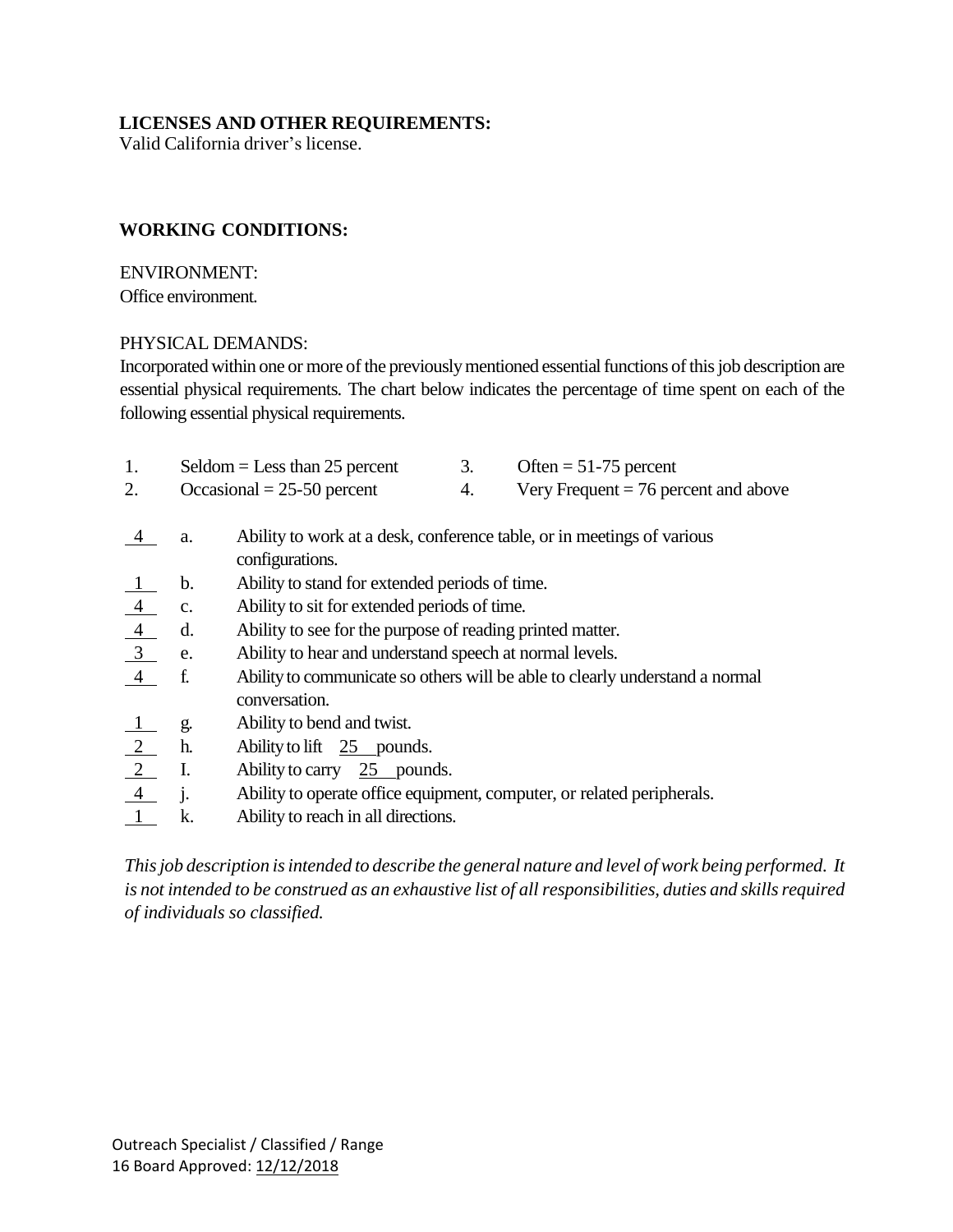**LICENSES AND OTHER REQUIREMENTS:**
Valid California driver's license.

**WORKING CONDITIONS:**

ENVIRONMENT:
Office environment.

PHYSICAL DEMANDS:
Incorporated within one or more of the previously mentioned essential functions of this job description are essential physical requirements. The chart below indicates the percentage of time spent on each of the following essential physical requirements.

1. Seldom = Less than 25 percent
2. Occasional = 25-50 percent
3. Often = 51-75 percent
4. Very Frequent = 76 percent and above

| | | |
|---|---|---|
| 4 | a. | Ability to work at a desk, conference table, or in meetings of various configurations. |
| 1 | b. | Ability to stand for extended periods of time. |
| 4 | c. | Ability to sit for extended periods of time. |
| 4 | d. | Ability to see for the purpose of reading printed matter. |
| 3 | e. | Ability to hear and understand speech at normal levels. |
| 4 | f. | Ability to communicate so others will be able to clearly understand a normal conversation. |
| 1 | g. | Ability to bend and twist. |
| 2 | h. | Ability to lift 25 pounds. |
| 2 | I. | Ability to carry 25 pounds. |
| 4 | j. | Ability to operate office equipment, computer, or related peripherals. |
| 1 | k. | Ability to reach in all directions. |

*This job description is intended to describe the general nature and level of work being performed. It is not intended to be construed as an exhaustive list of all responsibilities, duties and skills required of individuals so classified.*

Outreach Specialist / Classified / Range 16 Board Approved: 12/12/2018